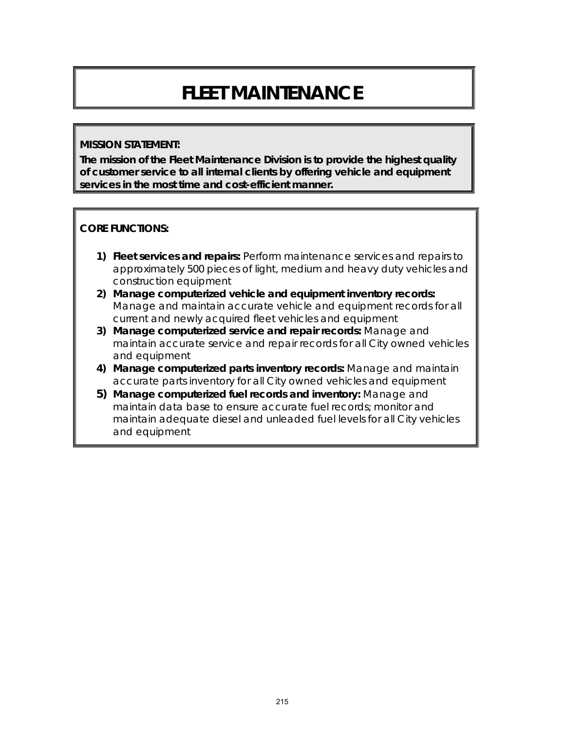# FLEET MAINTENANCE

**MISSION STATEMENT:**

**The mission of the Fleet Maintenance Division is to provide the highest quality of customer service to all internal clients by offering vehicle and equipment services in the most time and cost-efficient manner.**

**CORE FUNCTIONS:**

1) **Fleet services and repairs:** Perform maintenance services and repairs to approximately 500 pieces of light, medium and heavy duty vehicles and construction equipment
2) **Manage computerized vehicle and equipment inventory records:** Manage and maintain accurate vehicle and equipment records for all current and newly acquired fleet vehicles and equipment
3) **Manage computerized service and repair records:** Manage and maintain accurate service and repair records for all City owned vehicles and equipment
4) **Manage computerized parts inventory records:** Manage and maintain accurate parts inventory for all City owned vehicles and equipment
5) **Manage computerized fuel records and inventory:** Manage and maintain data base to ensure accurate fuel records; monitor and maintain adequate diesel and unleaded fuel levels for all City vehicles and equipment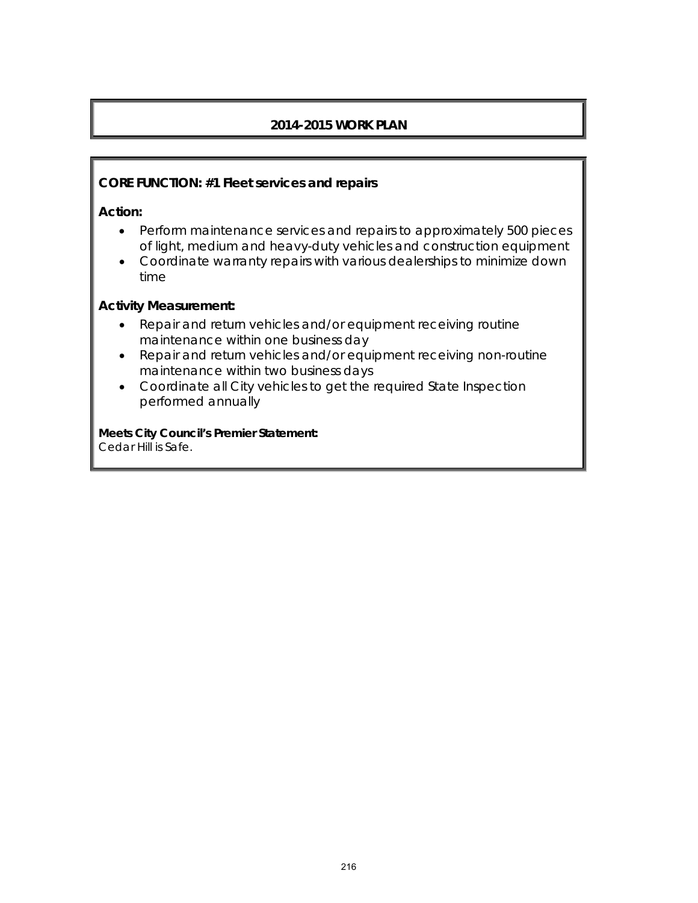## 2014-2015 WORK PLAN

**CORE FUNCTION: #1 Fleet services and repairs**

**Action:**

- Perform maintenance services and repairs to approximately 500 pieces of light, medium and heavy-duty vehicles and construction equipment
- Coordinate warranty repairs with various dealerships to minimize down time

**Activity Measurement:**

- Repair and return vehicles and/or equipment receiving routine maintenance within one business day
- Repair and return vehicles and/or equipment receiving non-routine maintenance within two business days
- Coordinate all City vehicles to get the required State Inspection performed annually

**Meets City Council's Premier Statement:**
Cedar Hill is Safe.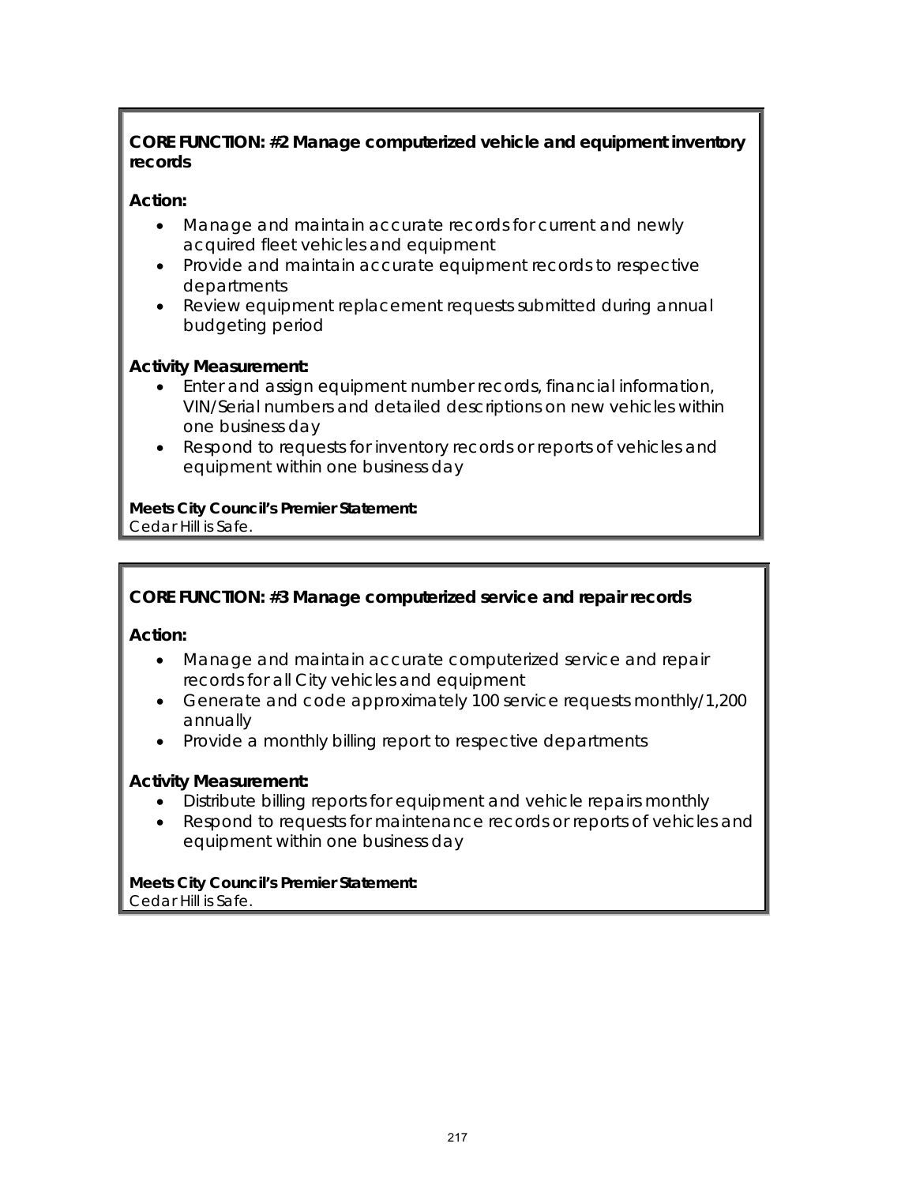**CORE FUNCTION: #2 Manage computerized vehicle and equipment inventory records**

**Action:**

- Manage and maintain accurate records for current and newly acquired fleet vehicles and equipment
- Provide and maintain accurate equipment records to respective departments
- Review equipment replacement requests submitted during annual budgeting period

**Activity Measurement:**

- Enter and assign equipment number records, financial information, VIN/Serial numbers and detailed descriptions on new vehicles within one business day
- Respond to requests for inventory records or reports of vehicles and equipment within one business day

**Meets City Council's Premier Statement:**
Cedar Hill is Safe.

**CORE FUNCTION: #3 Manage computerized service and repair records**

**Action:**

- Manage and maintain accurate computerized service and repair records for all City vehicles and equipment
- Generate and code approximately 100 service requests monthly/1,200 annually
- Provide a monthly billing report to respective departments

**Activity Measurement:**

- Distribute billing reports for equipment and vehicle repairs monthly
- Respond to requests for maintenance records or reports of vehicles and equipment within one business day

**Meets City Council's Premier Statement:**
Cedar Hill is Safe.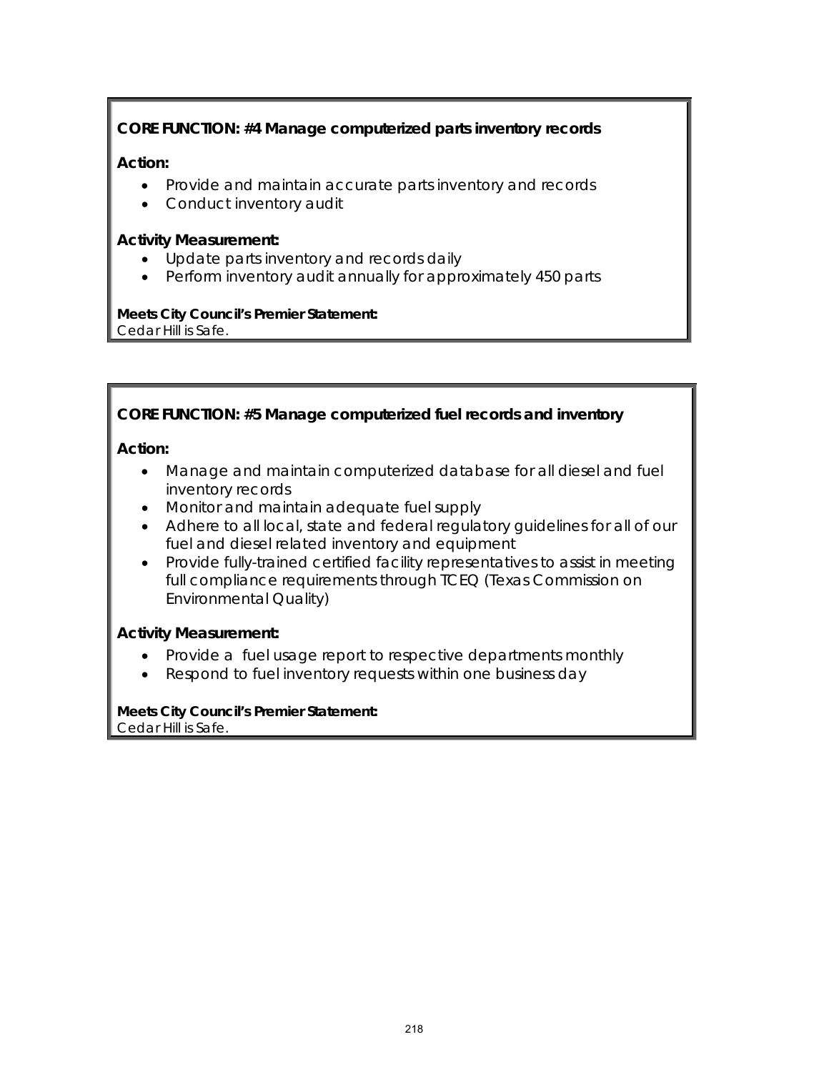**CORE FUNCTION: #4 Manage computerized parts inventory records**

**Action:**

- Provide and maintain accurate parts inventory and records
- Conduct inventory audit

**Activity Measurement:**

- Update parts inventory and records daily
- Perform inventory audit annually for approximately 450 parts

**Meets City Council's Premier Statement:**
Cedar Hill is Safe.

**CORE FUNCTION: #5 Manage computerized fuel records and inventory**

**Action:**

- Manage and maintain computerized database for all diesel and fuel inventory records
- Monitor and maintain adequate fuel supply
- Adhere to all local, state and federal regulatory guidelines for all of our fuel and diesel related inventory and equipment
- Provide fully-trained certified facility representatives to assist in meeting full compliance requirements through TCEQ (Texas Commission on Environmental Quality)

**Activity Measurement:**

- Provide a fuel usage report to respective departments monthly
- Respond to fuel inventory requests within one business day

**Meets City Council's Premier Statement:**
Cedar Hill is Safe.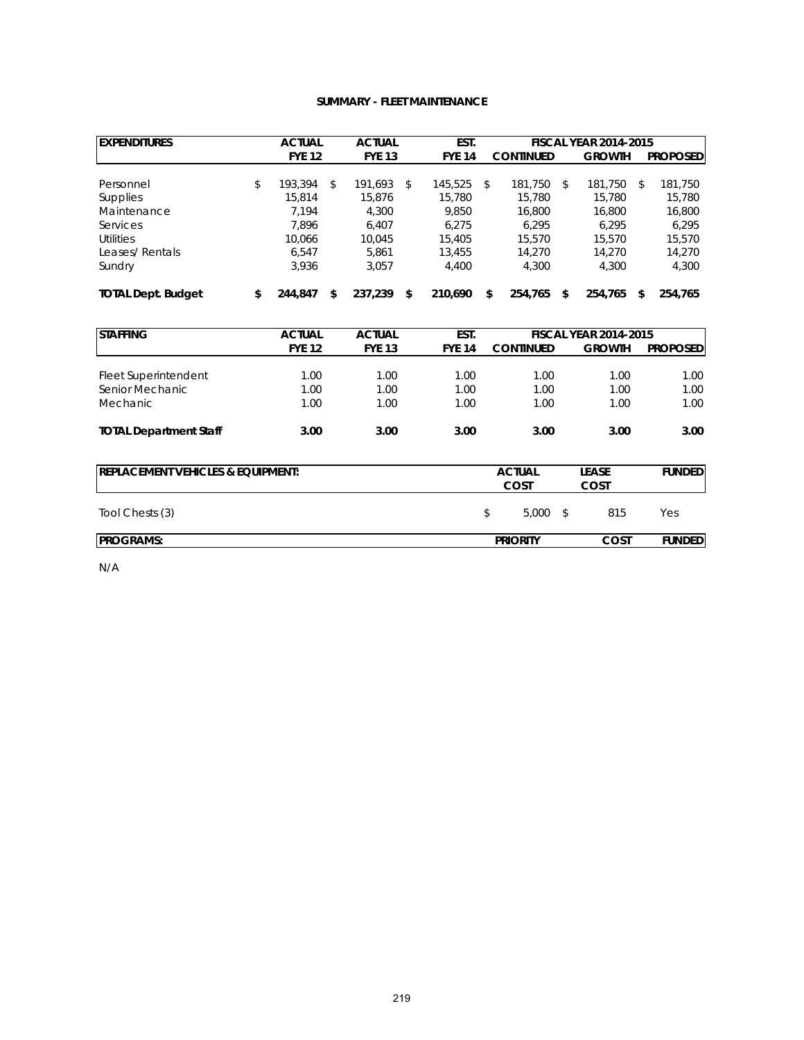### SUMMARY - FLEET MAINTENANCE

| EXPENDITURES | ACTUAL FYE 12 | ACTUAL FYE 13 | EST. FYE 14 | FISCAL YEAR 2014-2015 CONTINUED | GROWTH | PROPOSED |
|---|---|---|---|---|---|---|
| Personnel | $ 193,394 | $ 191,693 | $ 145,525 | $ 181,750 | $ 181,750 | $ 181,750 |
| Supplies | 15,814 | 15,876 | 15,780 | 15,780 | 15,780 | 15,780 |
| Maintenance | 7,194 | 4,300 | 9,850 | 16,800 | 16,800 | 16,800 |
| Services | 7,896 | 6,407 | 6,275 | 6,295 | 6,295 | 6,295 |
| Utilities | 10,066 | 10,045 | 15,405 | 15,570 | 15,570 | 15,570 |
| Leases/ Rentals | 6,547 | 5,861 | 13,455 | 14,270 | 14,270 | 14,270 |
| Sundry | 3,936 | 3,057 | 4,400 | 4,300 | 4,300 | 4,300 |
| **TOTAL Dept. Budget** | **$ 244,847** | **$ 237,239** | **$ 210,690** | **$ 254,765** | **$ 254,765** | **$ 254,765** |

| STAFFING | ACTUAL FYE 12 | ACTUAL FYE 13 | EST. FYE 14 | FISCAL YEAR 2014-2015 CONTINUED | GROWTH | PROPOSED |
|---|---|---|---|---|---|---|
| Fleet Superintendent | 1.00 | 1.00 | 1.00 | 1.00 | 1.00 | 1.00 |
| Senior Mechanic | 1.00 | 1.00 | 1.00 | 1.00 | 1.00 | 1.00 |
| Mechanic | 1.00 | 1.00 | 1.00 | 1.00 | 1.00 | 1.00 |
| **TOTAL Department Staff** | **3.00** | **3.00** | **3.00** | **3.00** | **3.00** | **3.00** |

| REPLACEMENT VEHICLES & EQUIPMENT: | ACTUAL COST | LEASE COST | FUNDED |
|---|---|---|---|
| Tool Chests (3) | $ 5,000 | $ 815 | Yes |

| PROGRAMS: | PRIORITY | COST | FUNDED |
|---|---|---|---|

N/A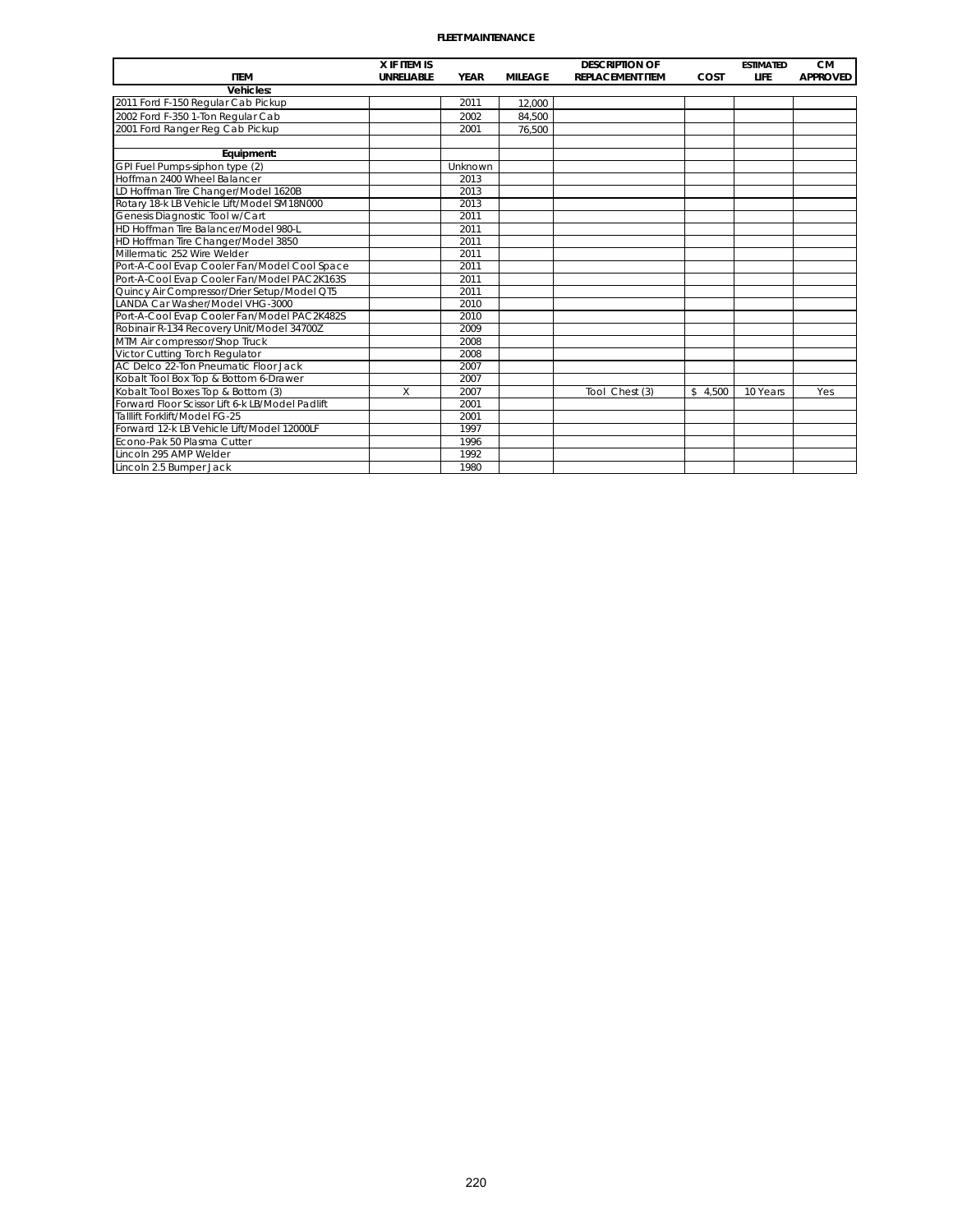**FLEET MAINTENANCE**

| ITEM | X IF ITEM IS UNRELIABLE | YEAR | MILEAGE | DESCRIPTION OF REPLACEMENT ITEM | COST | ESTIMATED LIFE | CM APPROVED |
|---|---|---|---|---|---|---|---|
| **Vehicles:** | | | | | | | |
| 2011 Ford F-150 Regular Cab Pickup | | 2011 | 12,000 | | | | |
| 2002 Ford F-350 1-Ton Regular Cab | | 2002 | 84,500 | | | | |
| 2001 Ford Ranger Reg Cab Pickup | | 2001 | 76,500 | | | | |
| | | | | | | | |
| **Equipment:** | | | | | | | |
| GPI Fuel Pumps-siphon type (2) | | Unknown | | | | | |
| Hoffman 2400 Wheel Balancer | | 2013 | | | | | |
| LD Hoffman Tire Changer/Model 1620B | | 2013 | | | | | |
| Rotary 18-k LB Vehicle Lift/Model SM18N000 | | 2013 | | | | | |
| Genesis Diagnostic Tool w/Cart | | 2011 | | | | | |
| HD Hoffman Tire Balancer/Model 980-L | | 2011 | | | | | |
| HD Hoffman Tire Changer/Model 3850 | | 2011 | | | | | |
| Millermatic 252 Wire Welder | | 2011 | | | | | |
| Port-A-Cool Evap Cooler Fan/Model Cool Space | | 2011 | | | | | |
| Port-A-Cool Evap Cooler Fan/Model PAC2K163S | | 2011 | | | | | |
| Quincy Air Compressor/Drier Setup/Model QT5 | | 2011 | | | | | |
| LANDA Car Washer/Model VHG-3000 | | 2010 | | | | | |
| Port-A-Cool Evap Cooler Fan/Model PAC2K482S | | 2010 | | | | | |
| Robinair R-134 Recovery Unit/Model 34700Z | | 2009 | | | | | |
| MTM Air compressor/Shop Truck | | 2008 | | | | | |
| Victor Cutting Torch Regulator | | 2008 | | | | | |
| AC Delco 22-Ton Pneumatic Floor Jack | | 2007 | | | | | |
| Kobalt Tool Box Top & Bottom 6-Drawer | | 2007 | | | | | |
| Kobalt Tool Boxes Top & Bottom (3) | X | 2007 | | Tool Chest (3) | $ 4,500 | 10 Years | Yes |
| Forward Floor Scissor Lift 6-k LB/Model Padlift | | 2001 | | | | | |
| Talllift Forklift/Model FG-25 | | 2001 | | | | | |
| Forward 12-k LB Vehicle Lift/Model 12000LF | | 1997 | | | | | |
| Econo-Pak 50 Plasma Cutter | | 1996 | | | | | |
| Lincoln 295 AMP Welder | | 1992 | | | | | |
| Lincoln 2.5 Bumper Jack | | 1980 | | | | | |